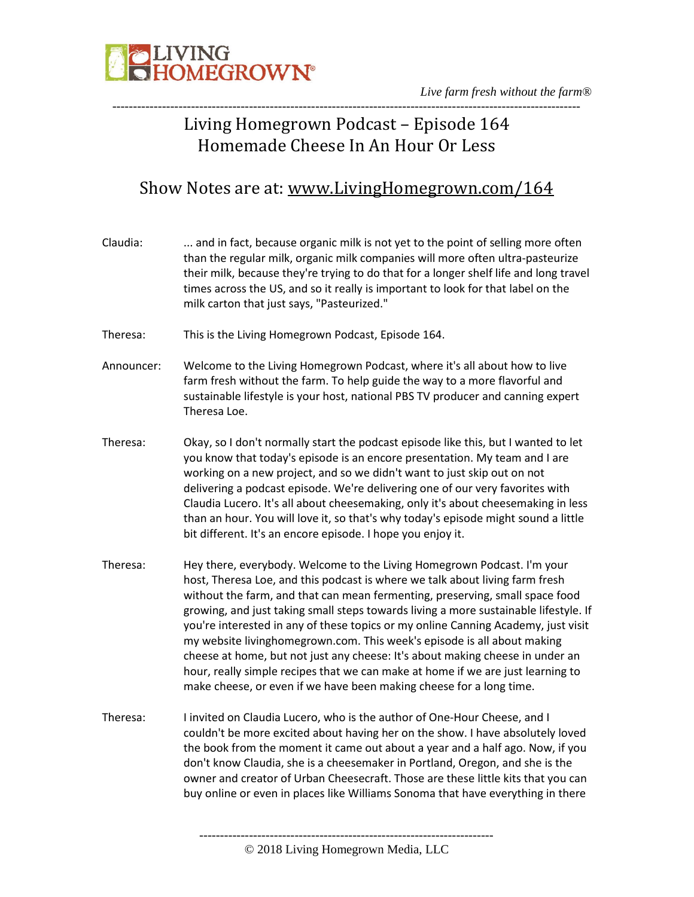# Living Homegrown Podcast – Episode 164
## Homemade Cheese In An Hour Or Less

### Show Notes are at: www.LivingHomegrown.com/164

Claudia: ... and in fact, because organic milk is not yet to the point of selling more often than the regular milk, organic milk companies will more often ultra-pasteurize their milk, because they're trying to do that for a longer shelf life and long travel times across the US, and so it really is important to look for that label on the milk carton that just says, "Pasteurized."

Theresa: This is the Living Homegrown Podcast, Episode 164.

Announcer: Welcome to the Living Homegrown Podcast, where it's all about how to live farm fresh without the farm. To help guide the way to a more flavorful and sustainable lifestyle is your host, national PBS TV producer and canning expert Theresa Loe.

Theresa: Okay, so I don't normally start the podcast episode like this, but I wanted to let you know that today's episode is an encore presentation. My team and I are working on a new project, and so we didn't want to just skip out on not delivering a podcast episode. We're delivering one of our very favorites with Claudia Lucero. It's all about cheesemaking, only it's about cheesemaking in less than an hour. You will love it, so that's why today's episode might sound a little bit different. It's an encore episode. I hope you enjoy it.

Theresa: Hey there, everybody. Welcome to the Living Homegrown Podcast. I'm your host, Theresa Loe, and this podcast is where we talk about living farm fresh without the farm, and that can mean fermenting, preserving, small space food growing, and just taking small steps towards living a more sustainable lifestyle. If you're interested in any of these topics or my online Canning Academy, just visit my website livinghomegrown.com. This week's episode is all about making cheese at home, but not just any cheese: It's about making cheese in under an hour, really simple recipes that we can make at home if we are just learning to make cheese, or even if we have been making cheese for a long time.

Theresa: I invited on Claudia Lucero, who is the author of One-Hour Cheese, and I couldn't be more excited about having her on the show. I have absolutely loved the book from the moment it came out about a year and a half ago. Now, if you don't know Claudia, she is a cheesemaker in Portland, Oregon, and she is the owner and creator of Urban Cheesecraft. Those are these little kits that you can buy online or even in places like Williams Sonoma that have everything in there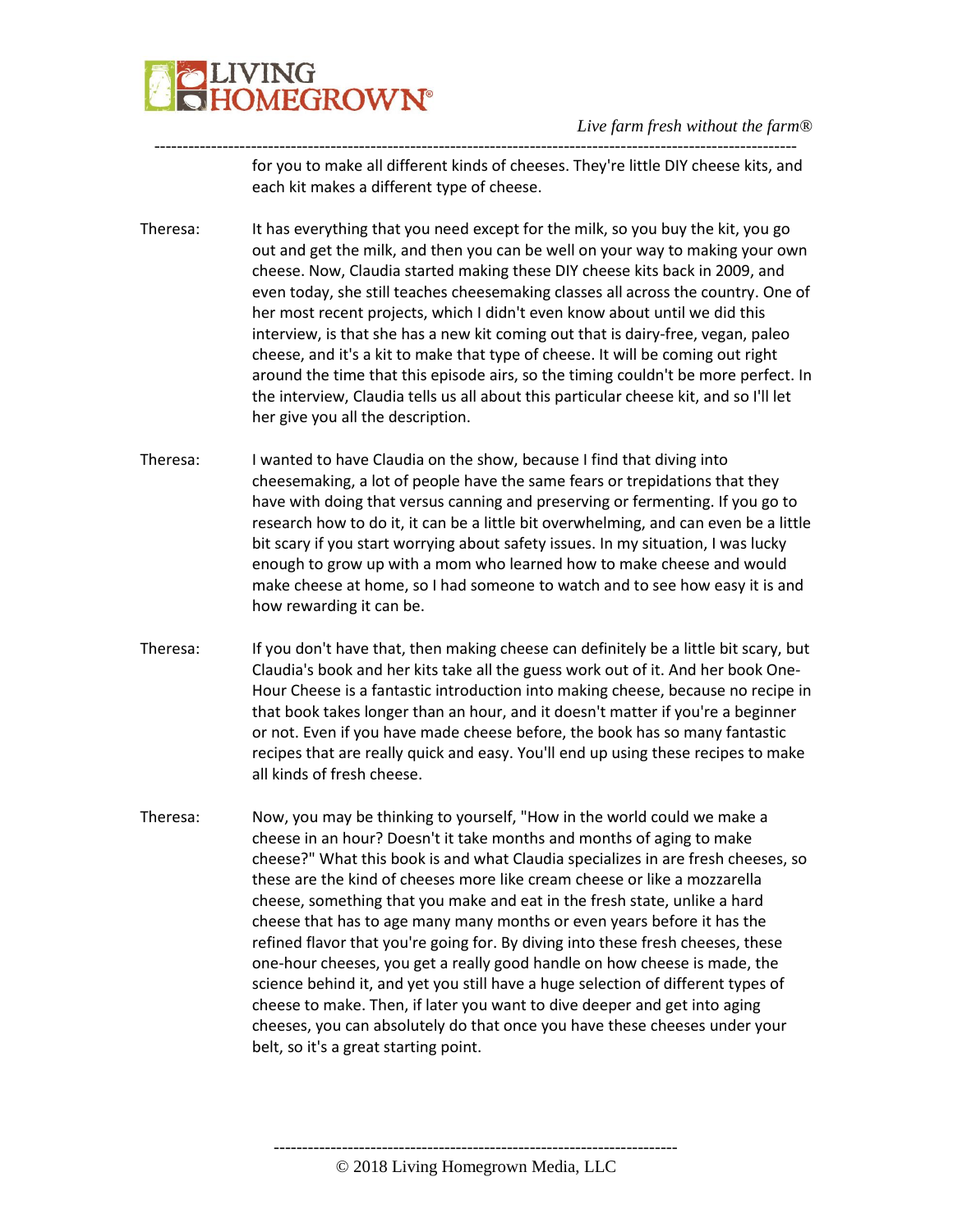for you to make all different kinds of cheeses. They're little DIY cheese kits, and each kit makes a different type of cheese.

Theresa: It has everything that you need except for the milk, so you buy the kit, you go out and get the milk, and then you can be well on your way to making your own cheese. Now, Claudia started making these DIY cheese kits back in 2009, and even today, she still teaches cheesemaking classes all across the country. One of her most recent projects, which I didn't even know about until we did this interview, is that she has a new kit coming out that is dairy-free, vegan, paleo cheese, and it's a kit to make that type of cheese. It will be coming out right around the time that this episode airs, so the timing couldn't be more perfect. In the interview, Claudia tells us all about this particular cheese kit, and so I'll let her give you all the description.

Theresa: I wanted to have Claudia on the show, because I find that diving into cheesemaking, a lot of people have the same fears or trepidations that they have with doing that versus canning and preserving or fermenting. If you go to research how to do it, it can be a little bit overwhelming, and can even be a little bit scary if you start worrying about safety issues. In my situation, I was lucky enough to grow up with a mom who learned how to make cheese and would make cheese at home, so I had someone to watch and to see how easy it is and how rewarding it can be.

Theresa: If you don't have that, then making cheese can definitely be a little bit scary, but Claudia's book and her kits take all the guess work out of it. And her book One-Hour Cheese is a fantastic introduction into making cheese, because no recipe in that book takes longer than an hour, and it doesn't matter if you're a beginner or not. Even if you have made cheese before, the book has so many fantastic recipes that are really quick and easy. You'll end up using these recipes to make all kinds of fresh cheese.

Theresa: Now, you may be thinking to yourself, "How in the world could we make a cheese in an hour? Doesn't it take months and months of aging to make cheese?" What this book is and what Claudia specializes in are fresh cheeses, so these are the kind of cheeses more like cream cheese or like a mozzarella cheese, something that you make and eat in the fresh state, unlike a hard cheese that has to age many many months or even years before it has the refined flavor that you're going for. By diving into these fresh cheeses, these one-hour cheeses, you get a really good handle on how cheese is made, the science behind it, and yet you still have a huge selection of different types of cheese to make. Then, if later you want to dive deeper and get into aging cheeses, you can absolutely do that once you have these cheeses under your belt, so it's a great starting point.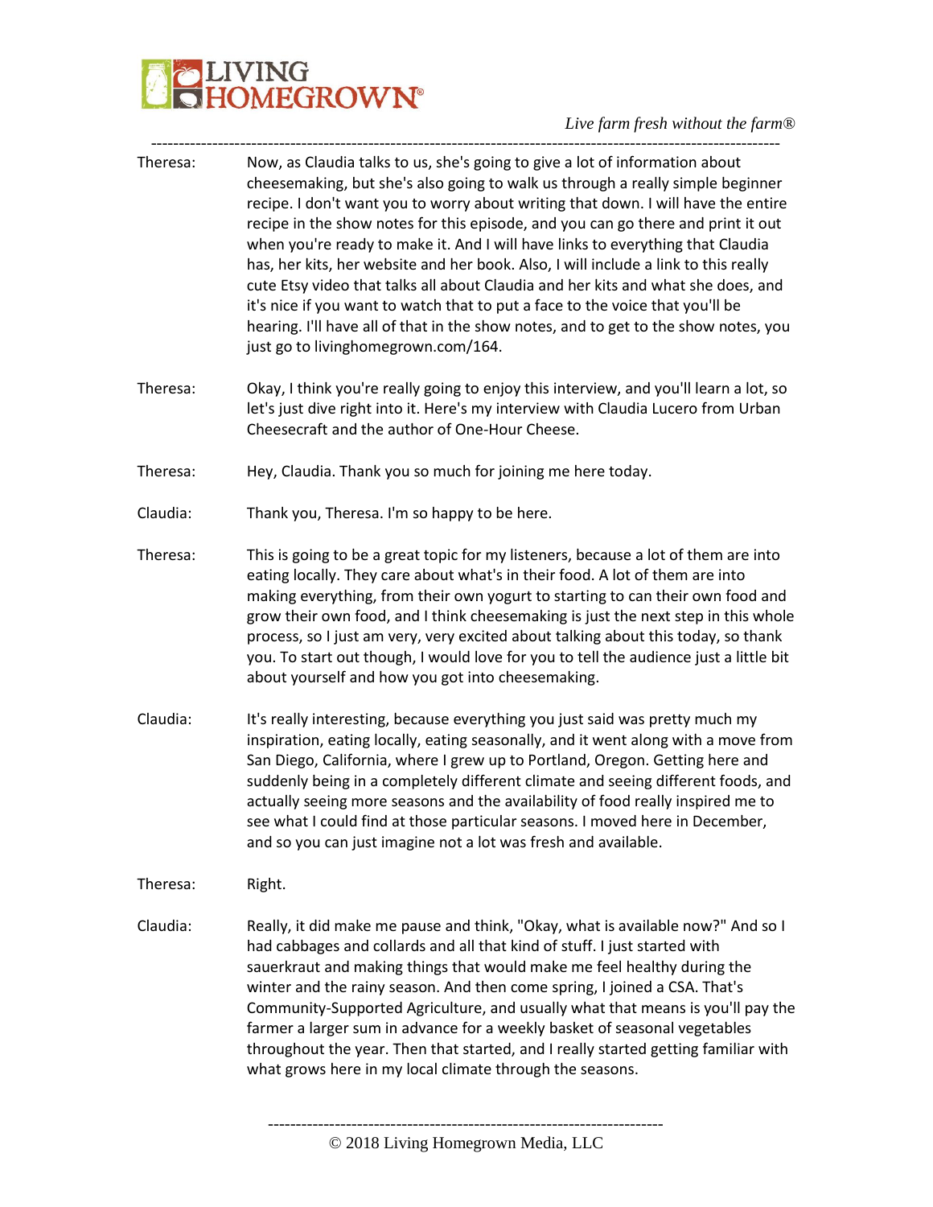Theresa: Now, as Claudia talks to us, she's going to give a lot of information about cheesemaking, but she's also going to walk us through a really simple beginner recipe. I don't want you to worry about writing that down. I will have the entire recipe in the show notes for this episode, and you can go there and print it out when you're ready to make it. And I will have links to everything that Claudia has, her kits, her website and her book. Also, I will include a link to this really cute Etsy video that talks all about Claudia and her kits and what she does, and it's nice if you want to watch that to put a face to the voice that you'll be hearing. I'll have all of that in the show notes, and to get to the show notes, you just go to livinghomegrown.com/164.

Theresa: Okay, I think you're really going to enjoy this interview, and you'll learn a lot, so let's just dive right into it. Here's my interview with Claudia Lucero from Urban Cheesecraft and the author of One-Hour Cheese.

Theresa: Hey, Claudia. Thank you so much for joining me here today.

Claudia: Thank you, Theresa. I'm so happy to be here.

Theresa: This is going to be a great topic for my listeners, because a lot of them are into eating locally. They care about what's in their food. A lot of them are into making everything, from their own yogurt to starting to can their own food and grow their own food, and I think cheesemaking is just the next step in this whole process, so I just am very, very excited about talking about this today, so thank you. To start out though, I would love for you to tell the audience just a little bit about yourself and how you got into cheesemaking.

Claudia: It's really interesting, because everything you just said was pretty much my inspiration, eating locally, eating seasonally, and it went along with a move from San Diego, California, where I grew up to Portland, Oregon. Getting here and suddenly being in a completely different climate and seeing different foods, and actually seeing more seasons and the availability of food really inspired me to see what I could find at those particular seasons. I moved here in December, and so you can just imagine not a lot was fresh and available.

Theresa: Right.

Claudia: Really, it did make me pause and think, "Okay, what is available now?" And so I had cabbages and collards and all that kind of stuff. I just started with sauerkraut and making things that would make me feel healthy during the winter and the rainy season. And then come spring, I joined a CSA. That's Community-Supported Agriculture, and usually what that means is you'll pay the farmer a larger sum in advance for a weekly basket of seasonal vegetables throughout the year. Then that started, and I really started getting familiar with what grows here in my local climate through the seasons.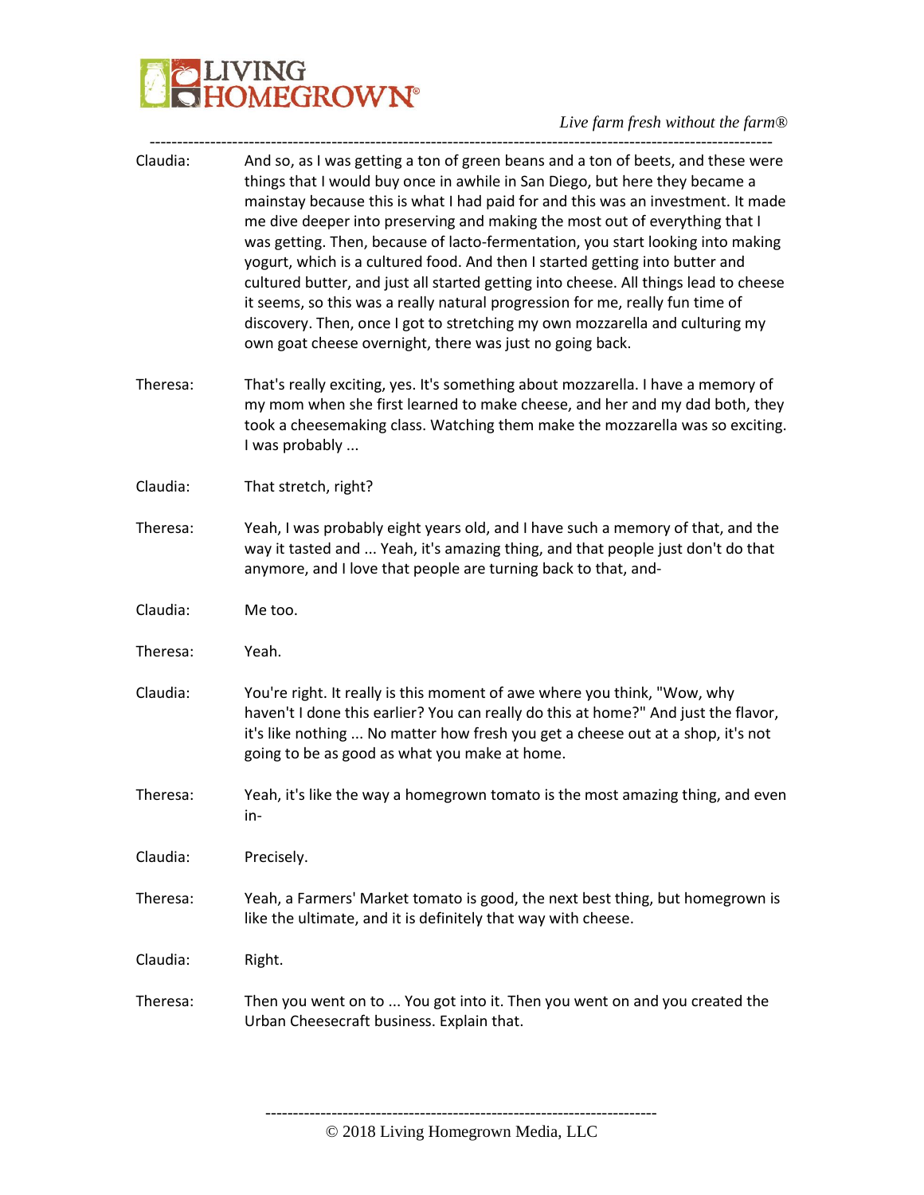Claudia: And so, as I was getting a ton of green beans and a ton of beets, and these were things that I would buy once in awhile in San Diego, but here they became a mainstay because this is what I had paid for and this was an investment. It made me dive deeper into preserving and making the most out of everything that I was getting. Then, because of lacto-fermentation, you start looking into making yogurt, which is a cultured food. And then I started getting into butter and cultured butter, and just all started getting into cheese. All things lead to cheese it seems, so this was a really natural progression for me, really fun time of discovery. Then, once I got to stretching my own mozzarella and culturing my own goat cheese overnight, there was just no going back.

Theresa: That's really exciting, yes. It's something about mozzarella. I have a memory of my mom when she first learned to make cheese, and her and my dad both, they took a cheesemaking class. Watching them make the mozzarella was so exciting. I was probably ...

Claudia: That stretch, right?

Theresa: Yeah, I was probably eight years old, and I have such a memory of that, and the way it tasted and ... Yeah, it's amazing thing, and that people just don't do that anymore, and I love that people are turning back to that, and-

Claudia: Me too.

Theresa: Yeah.

Claudia: You're right. It really is this moment of awe where you think, "Wow, why haven't I done this earlier? You can really do this at home?" And just the flavor, it's like nothing ... No matter how fresh you get a cheese out at a shop, it's not going to be as good as what you make at home.

Theresa: Yeah, it's like the way a homegrown tomato is the most amazing thing, and even in-

Claudia: Precisely.

Theresa: Yeah, a Farmers' Market tomato is good, the next best thing, but homegrown is like the ultimate, and it is definitely that way with cheese.

Claudia: Right.

Theresa: Then you went on to ... You got into it. Then you went on and you created the Urban Cheesecraft business. Explain that.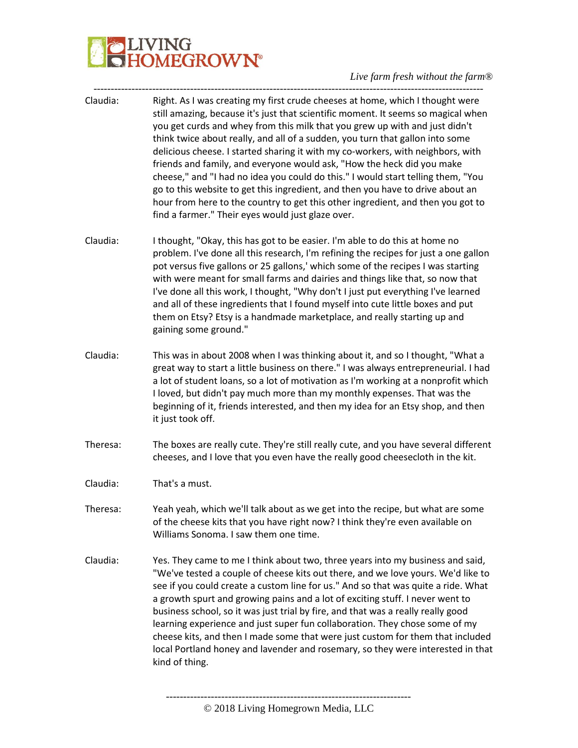Claudia: Right. As I was creating my first crude cheeses at home, which I thought were still amazing, because it's just that scientific moment. It seems so magical when you get curds and whey from this milk that you grew up with and just didn't think twice about really, and all of a sudden, you turn that gallon into some delicious cheese. I started sharing it with my co-workers, with neighbors, with friends and family, and everyone would ask, "How the heck did you make cheese," and "I had no idea you could do this." I would start telling them, "You go to this website to get this ingredient, and then you have to drive about an hour from here to the country to get this other ingredient, and then you got to find a farmer." Their eyes would just glaze over.

Claudia: I thought, "Okay, this has got to be easier. I'm able to do this at home no problem. I've done all this research, I'm refining the recipes for just a one gallon pot versus five gallons or 25 gallons,' which some of the recipes I was starting with were meant for small farms and dairies and things like that, so now that I've done all this work, I thought, "Why don't I just put everything I've learned and all of these ingredients that I found myself into cute little boxes and put them on Etsy? Etsy is a handmade marketplace, and really starting up and gaining some ground."

Claudia: This was in about 2008 when I was thinking about it, and so I thought, "What a great way to start a little business on there." I was always entrepreneurial. I had a lot of student loans, so a lot of motivation as I'm working at a nonprofit which I loved, but didn't pay much more than my monthly expenses. That was the beginning of it, friends interested, and then my idea for an Etsy shop, and then it just took off.

Theresa: The boxes are really cute. They're still really cute, and you have several different cheeses, and I love that you even have the really good cheesecloth in the kit.

Claudia: That's a must.

Theresa: Yeah yeah, which we'll talk about as we get into the recipe, but what are some of the cheese kits that you have right now? I think they're even available on Williams Sonoma. I saw them one time.

Claudia: Yes. They came to me I think about two, three years into my business and said, "We've tested a couple of cheese kits out there, and we love yours. We'd like to see if you could create a custom line for us." And so that was quite a ride. What a growth spurt and growing pains and a lot of exciting stuff. I never went to business school, so it was just trial by fire, and that was a really really good learning experience and just super fun collaboration. They chose some of my cheese kits, and then I made some that were just custom for them that included local Portland honey and lavender and rosemary, so they were interested in that kind of thing.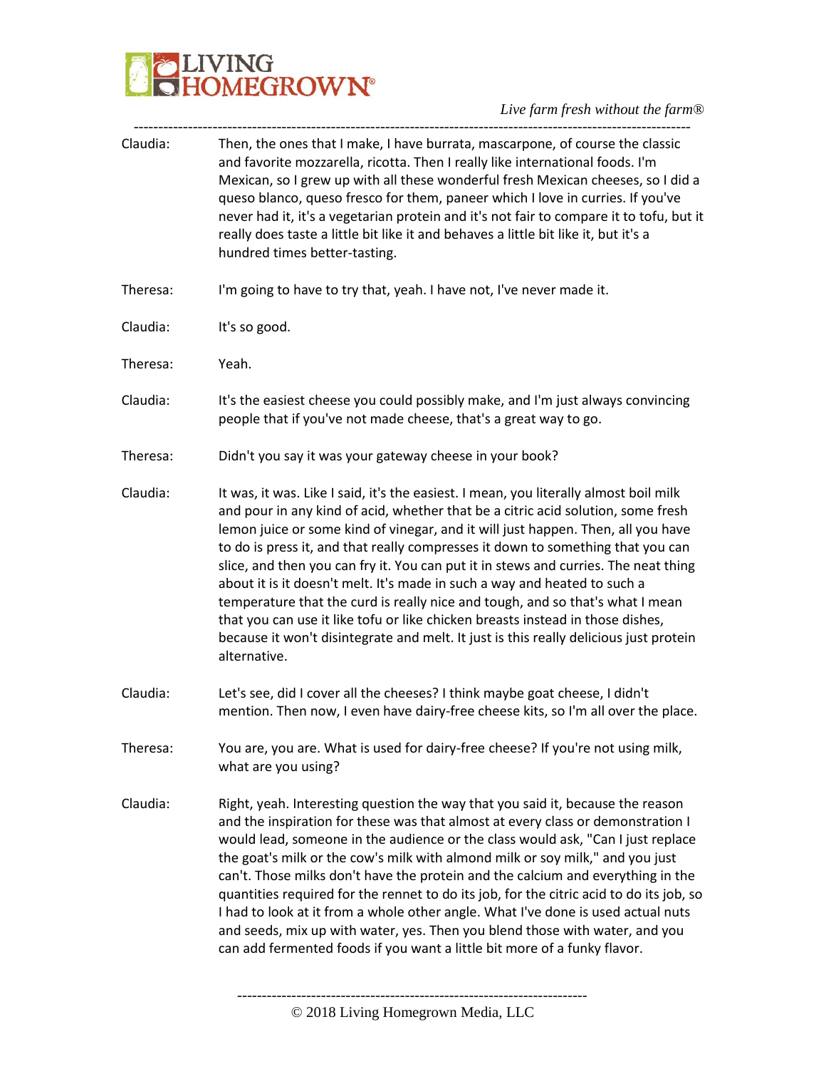Claudia: Then, the ones that I make, I have burrata, mascarpone, of course the classic and favorite mozzarella, ricotta. Then I really like international foods. I'm Mexican, so I grew up with all these wonderful fresh Mexican cheeses, so I did a queso blanco, queso fresco for them, paneer which I love in curries. If you've never had it, it's a vegetarian protein and it's not fair to compare it to tofu, but it really does taste a little bit like it and behaves a little bit like it, but it's a hundred times better-tasting.

Theresa: I'm going to have to try that, yeah. I have not, I've never made it.

Claudia: It's so good.

Theresa: Yeah.

Claudia: It's the easiest cheese you could possibly make, and I'm just always convincing people that if you've not made cheese, that's a great way to go.

Theresa: Didn't you say it was your gateway cheese in your book?

Claudia: It was, it was. Like I said, it's the easiest. I mean, you literally almost boil milk and pour in any kind of acid, whether that be a citric acid solution, some fresh lemon juice or some kind of vinegar, and it will just happen. Then, all you have to do is press it, and that really compresses it down to something that you can slice, and then you can fry it. You can put it in stews and curries. The neat thing about it is it doesn't melt. It's made in such a way and heated to such a temperature that the curd is really nice and tough, and so that's what I mean that you can use it like tofu or like chicken breasts instead in those dishes, because it won't disintegrate and melt. It just is this really delicious just protein alternative.

Claudia: Let's see, did I cover all the cheeses? I think maybe goat cheese, I didn't mention. Then now, I even have dairy-free cheese kits, so I'm all over the place.

Theresa: You are, you are. What is used for dairy-free cheese? If you're not using milk, what are you using?

Claudia: Right, yeah. Interesting question the way that you said it, because the reason and the inspiration for these was that almost at every class or demonstration I would lead, someone in the audience or the class would ask, "Can I just replace the goat's milk or the cow's milk with almond milk or soy milk," and you just can't. Those milks don't have the protein and the calcium and everything in the quantities required for the rennet to do its job, for the citric acid to do its job, so I had to look at it from a whole other angle. What I've done is used actual nuts and seeds, mix up with water, yes. Then you blend those with water, and you can add fermented foods if you want a little bit more of a funky flavor.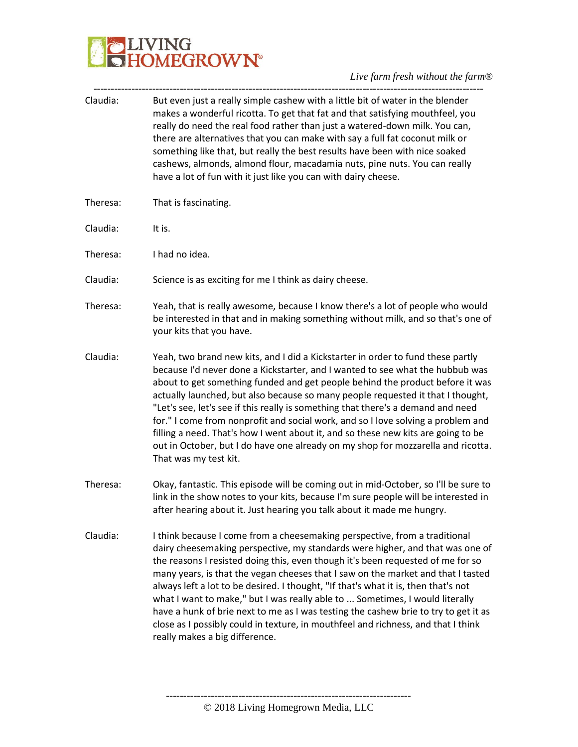Claudia: But even just a really simple cashew with a little bit of water in the blender makes a wonderful ricotta. To get that fat and that satisfying mouthfeel, you really do need the real food rather than just a watered-down milk. You can, there are alternatives that you can make with say a full fat coconut milk or something like that, but really the best results have been with nice soaked cashews, almonds, almond flour, macadamia nuts, pine nuts. You can really have a lot of fun with it just like you can with dairy cheese.

Theresa: That is fascinating.

Claudia: It is.

Theresa: I had no idea.

Claudia: Science is as exciting for me I think as dairy cheese.

Theresa: Yeah, that is really awesome, because I know there's a lot of people who would be interested in that and in making something without milk, and so that's one of your kits that you have.

Claudia: Yeah, two brand new kits, and I did a Kickstarter in order to fund these partly because I'd never done a Kickstarter, and I wanted to see what the hubbub was about to get something funded and get people behind the product before it was actually launched, but also because so many people requested it that I thought, "Let's see, let's see if this really is something that there's a demand and need for." I come from nonprofit and social work, and so I love solving a problem and filling a need. That's how I went about it, and so these new kits are going to be out in October, but I do have one already on my shop for mozzarella and ricotta. That was my test kit.

Theresa: Okay, fantastic. This episode will be coming out in mid-October, so I'll be sure to link in the show notes to your kits, because I'm sure people will be interested in after hearing about it. Just hearing you talk about it made me hungry.

Claudia: I think because I come from a cheesemaking perspective, from a traditional dairy cheesemaking perspective, my standards were higher, and that was one of the reasons I resisted doing this, even though it's been requested of me for so many years, is that the vegan cheeses that I saw on the market and that I tasted always left a lot to be desired. I thought, "If that's what it is, then that's not what I want to make," but I was really able to ... Sometimes, I would literally have a hunk of brie next to me as I was testing the cashew brie to try to get it as close as I possibly could in texture, in mouthfeel and richness, and that I think really makes a big difference.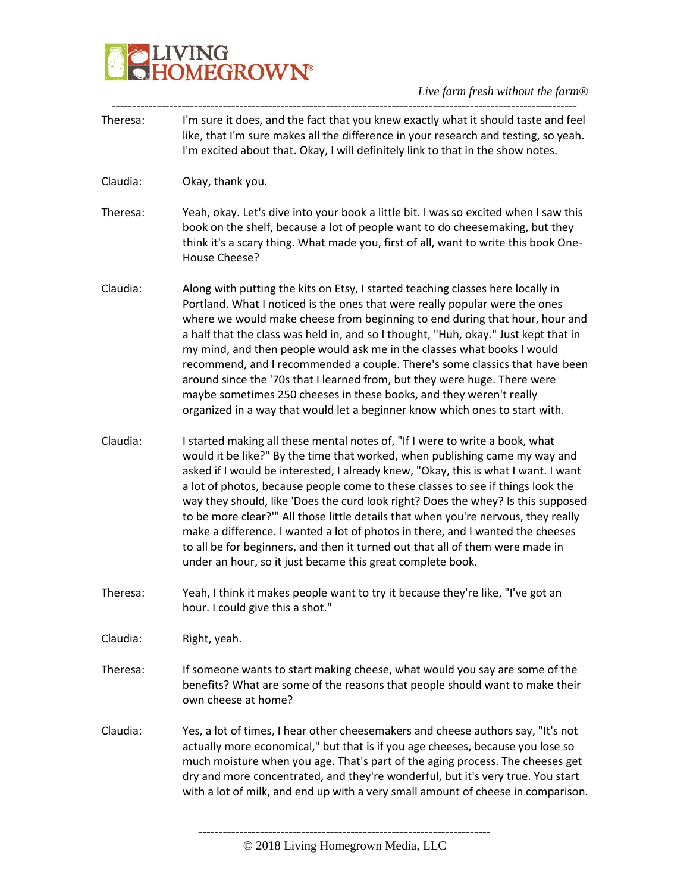Theresa: I'm sure it does, and the fact that you knew exactly what it should taste and feel like, that I'm sure makes all the difference in your research and testing, so yeah. I'm excited about that. Okay, I will definitely link to that in the show notes.

Claudia: Okay, thank you.

Theresa: Yeah, okay. Let's dive into your book a little bit. I was so excited when I saw this book on the shelf, because a lot of people want to do cheesemaking, but they think it's a scary thing. What made you, first of all, want to write this book One-House Cheese?

Claudia: Along with putting the kits on Etsy, I started teaching classes here locally in Portland. What I noticed is the ones that were really popular were the ones where we would make cheese from beginning to end during that hour, hour and a half that the class was held in, and so I thought, "Huh, okay." Just kept that in my mind, and then people would ask me in the classes what books I would recommend, and I recommended a couple. There's some classics that have been around since the '70s that I learned from, but they were huge. There were maybe sometimes 250 cheeses in these books, and they weren't really organized in a way that would let a beginner know which ones to start with.

Claudia: I started making all these mental notes of, "If I were to write a book, what would it be like?" By the time that worked, when publishing came my way and asked if I would be interested, I already knew, "Okay, this is what I want. I want a lot of photos, because people come to these classes to see if things look the way they should, like 'Does the curd look right? Does the whey? Is this supposed to be more clear?'" All those little details that when you're nervous, they really make a difference. I wanted a lot of photos in there, and I wanted the cheeses to all be for beginners, and then it turned out that all of them were made in under an hour, so it just became this great complete book.

Theresa: Yeah, I think it makes people want to try it because they're like, "I've got an hour. I could give this a shot."

Claudia: Right, yeah.

Theresa: If someone wants to start making cheese, what would you say are some of the benefits? What are some of the reasons that people should want to make their own cheese at home?

Claudia: Yes, a lot of times, I hear other cheesemakers and cheese authors say, "It's not actually more economical," but that is if you age cheeses, because you lose so much moisture when you age. That's part of the aging process. The cheeses get dry and more concentrated, and they're wonderful, but it's very true. You start with a lot of milk, and end up with a very small amount of cheese in comparison.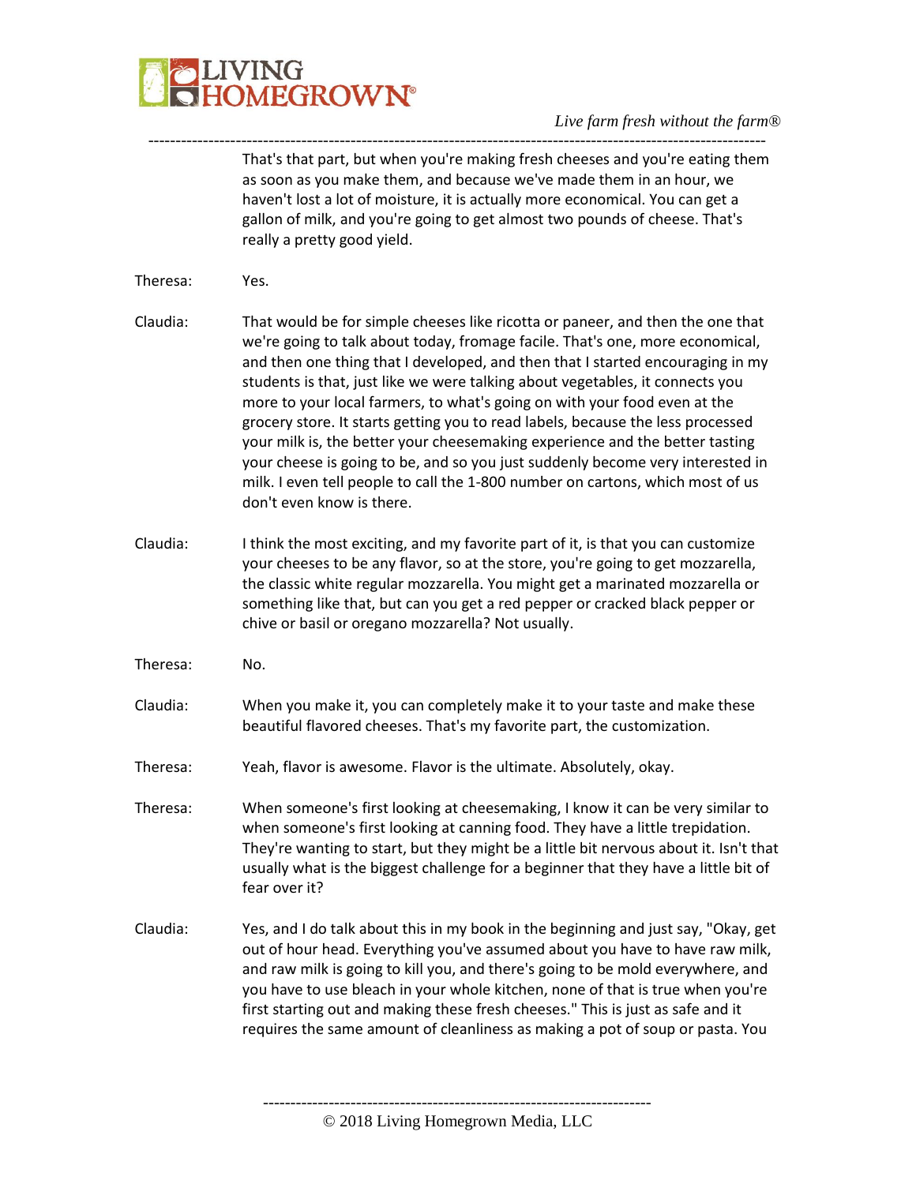That's that part, but when you're making fresh cheeses and you're eating them as soon as you make them, and because we've made them in an hour, we haven't lost a lot of moisture, it is actually more economical. You can get a gallon of milk, and you're going to get almost two pounds of cheese. That's really a pretty good yield.

Theresa: Yes.

Claudia: That would be for simple cheeses like ricotta or paneer, and then the one that we're going to talk about today, fromage facile. That's one, more economical, and then one thing that I developed, and then that I started encouraging in my students is that, just like we were talking about vegetables, it connects you more to your local farmers, to what's going on with your food even at the grocery store. It starts getting you to read labels, because the less processed your milk is, the better your cheesemaking experience and the better tasting your cheese is going to be, and so you just suddenly become very interested in milk. I even tell people to call the 1-800 number on cartons, which most of us don't even know is there.

Claudia: I think the most exciting, and my favorite part of it, is that you can customize your cheeses to be any flavor, so at the store, you're going to get mozzarella, the classic white regular mozzarella. You might get a marinated mozzarella or something like that, but can you get a red pepper or cracked black pepper or chive or basil or oregano mozzarella? Not usually.

Theresa: No.

Claudia: When you make it, you can completely make it to your taste and make these beautiful flavored cheeses. That's my favorite part, the customization.

Theresa: Yeah, flavor is awesome. Flavor is the ultimate. Absolutely, okay.

Theresa: When someone's first looking at cheesemaking, I know it can be very similar to when someone's first looking at canning food. They have a little trepidation. They're wanting to start, but they might be a little bit nervous about it. Isn't that usually what is the biggest challenge for a beginner that they have a little bit of fear over it?

Claudia: Yes, and I do talk about this in my book in the beginning and just say, "Okay, get out of hour head. Everything you've assumed about you have to have raw milk, and raw milk is going to kill you, and there's going to be mold everywhere, and you have to use bleach in your whole kitchen, none of that is true when you're first starting out and making these fresh cheeses." This is just as safe and it requires the same amount of cleanliness as making a pot of soup or pasta. You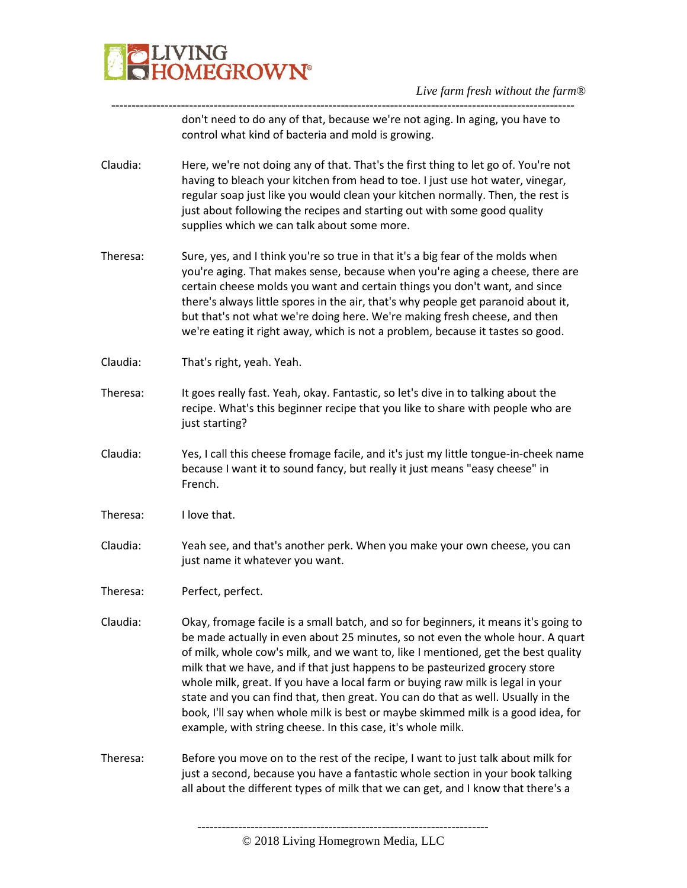don't need to do any of that, because we're not aging. In aging, you have to control what kind of bacteria and mold is growing.

Claudia: Here, we're not doing any of that. That's the first thing to let go of. You're not having to bleach your kitchen from head to toe. I just use hot water, vinegar, regular soap just like you would clean your kitchen normally. Then, the rest is just about following the recipes and starting out with some good quality supplies which we can talk about some more.

Theresa: Sure, yes, and I think you're so true in that it's a big fear of the molds when you're aging. That makes sense, because when you're aging a cheese, there are certain cheese molds you want and certain things you don't want, and since there's always little spores in the air, that's why people get paranoid about it, but that's not what we're doing here. We're making fresh cheese, and then we're eating it right away, which is not a problem, because it tastes so good.

Claudia: That's right, yeah. Yeah.

Theresa: It goes really fast. Yeah, okay. Fantastic, so let's dive in to talking about the recipe. What's this beginner recipe that you like to share with people who are just starting?

Claudia: Yes, I call this cheese fromage facile, and it's just my little tongue-in-cheek name because I want it to sound fancy, but really it just means "easy cheese" in French.

Theresa: I love that.

Claudia: Yeah see, and that's another perk. When you make your own cheese, you can just name it whatever you want.

Theresa: Perfect, perfect.

Claudia: Okay, fromage facile is a small batch, and so for beginners, it means it's going to be made actually in even about 25 minutes, so not even the whole hour. A quart of milk, whole cow's milk, and we want to, like I mentioned, get the best quality milk that we have, and if that just happens to be pasteurized grocery store whole milk, great. If you have a local farm or buying raw milk is legal in your state and you can find that, then great. You can do that as well. Usually in the book, I'll say when whole milk is best or maybe skimmed milk is a good idea, for example, with string cheese. In this case, it's whole milk.

Theresa: Before you move on to the rest of the recipe, I want to just talk about milk for just a second, because you have a fantastic whole section in your book talking all about the different types of milk that we can get, and I know that there's a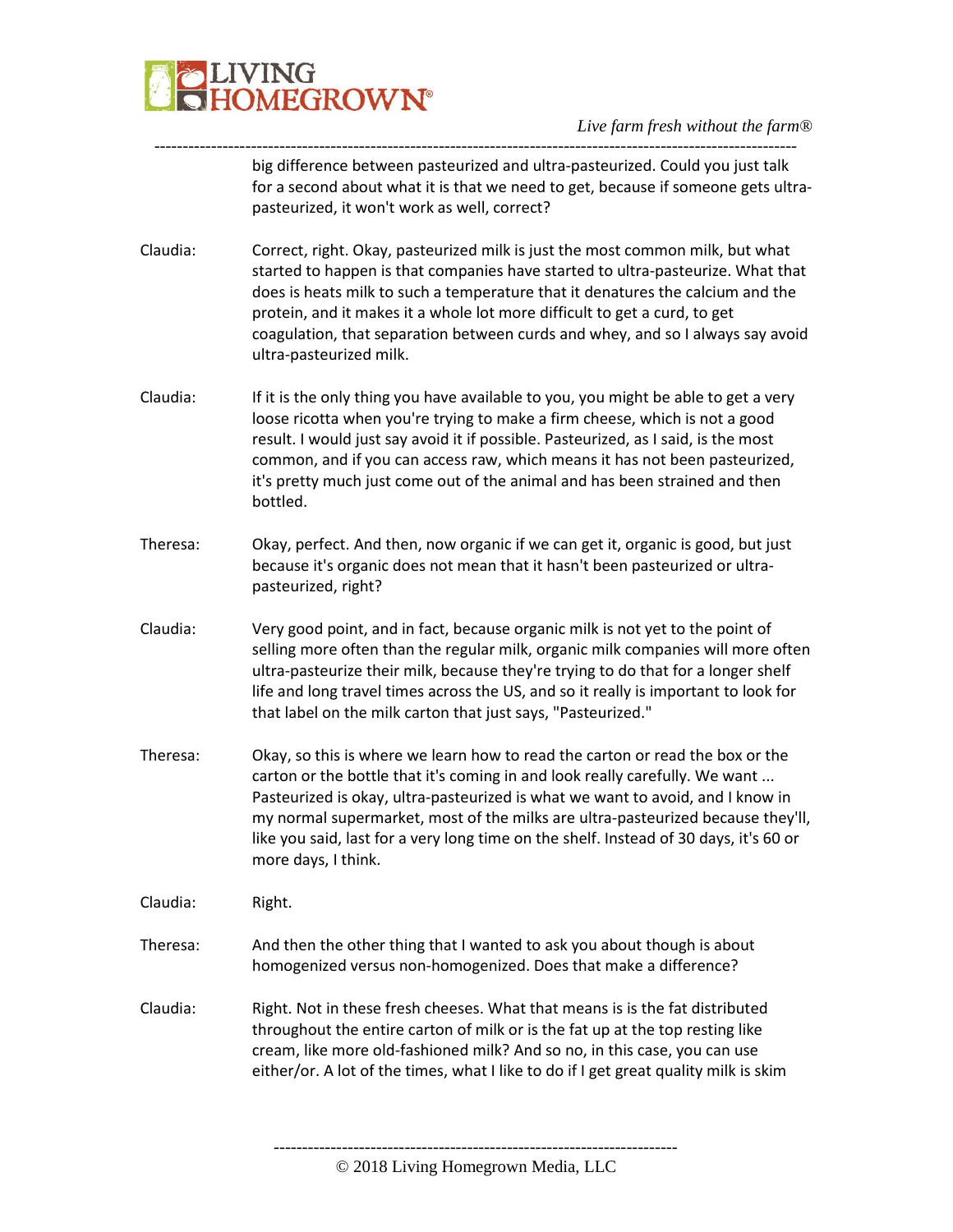big difference between pasteurized and ultra-pasteurized. Could you just talk for a second about what it is that we need to get, because if someone gets ultra-pasteurized, it won't work as well, correct?

Claudia: Correct, right. Okay, pasteurized milk is just the most common milk, but what started to happen is that companies have started to ultra-pasteurize. What that does is heats milk to such a temperature that it denatures the calcium and the protein, and it makes it a whole lot more difficult to get a curd, to get coagulation, that separation between curds and whey, and so I always say avoid ultra-pasteurized milk.

Claudia: If it is the only thing you have available to you, you might be able to get a very loose ricotta when you're trying to make a firm cheese, which is not a good result. I would just say avoid it if possible. Pasteurized, as I said, is the most common, and if you can access raw, which means it has not been pasteurized, it's pretty much just come out of the animal and has been strained and then bottled.

Theresa: Okay, perfect. And then, now organic if we can get it, organic is good, but just because it's organic does not mean that it hasn't been pasteurized or ultra-pasteurized, right?

Claudia: Very good point, and in fact, because organic milk is not yet to the point of selling more often than the regular milk, organic milk companies will more often ultra-pasteurize their milk, because they're trying to do that for a longer shelf life and long travel times across the US, and so it really is important to look for that label on the milk carton that just says, "Pasteurized."

Theresa: Okay, so this is where we learn how to read the carton or read the box or the carton or the bottle that it's coming in and look really carefully. We want ... Pasteurized is okay, ultra-pasteurized is what we want to avoid, and I know in my normal supermarket, most of the milks are ultra-pasteurized because they'll, like you said, last for a very long time on the shelf. Instead of 30 days, it's 60 or more days, I think.

Claudia: Right.

Theresa: And then the other thing that I wanted to ask you about though is about homogenized versus non-homogenized. Does that make a difference?

Claudia: Right. Not in these fresh cheeses. What that means is is the fat distributed throughout the entire carton of milk or is the fat up at the top resting like cream, like more old-fashioned milk? And so no, in this case, you can use either/or. A lot of the times, what I like to do if I get great quality milk is skim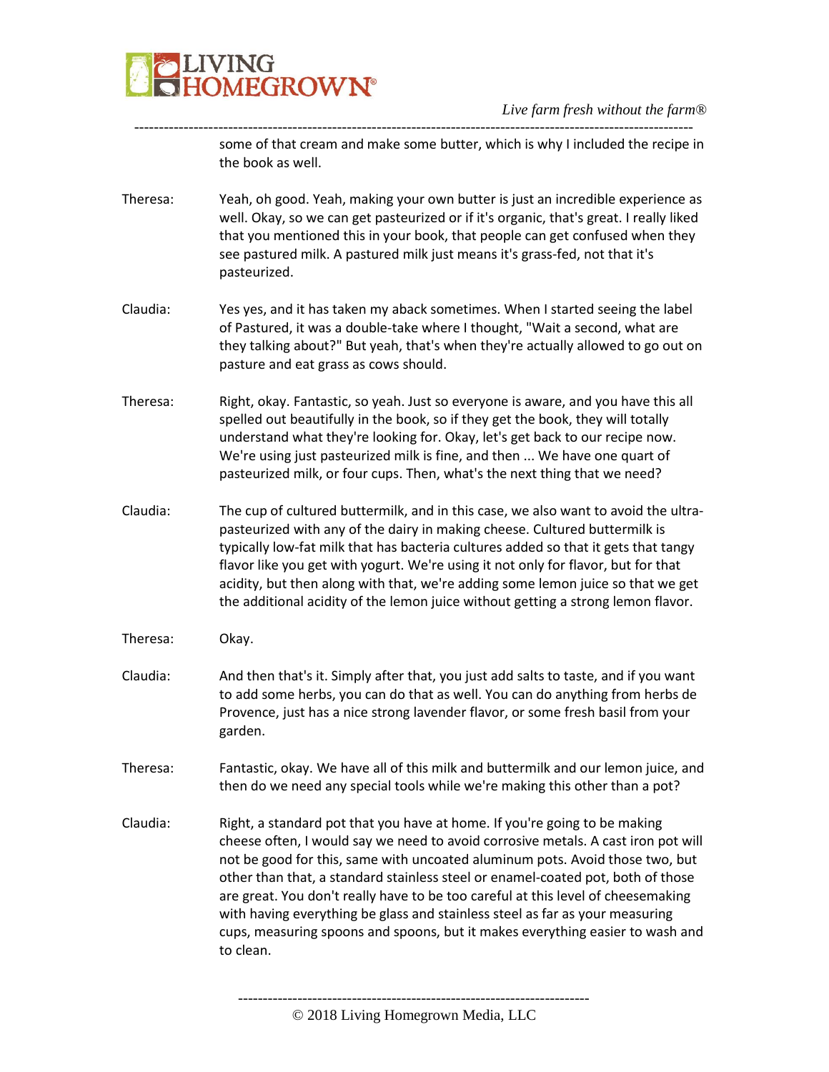some of that cream and make some butter, which is why I included the recipe in the book as well.

Theresa: Yeah, oh good. Yeah, making your own butter is just an incredible experience as well. Okay, so we can get pasteurized or if it's organic, that's great. I really liked that you mentioned this in your book, that people can get confused when they see pastured milk. A pastured milk just means it's grass-fed, not that it's pasteurized.

Claudia: Yes yes, and it has taken my aback sometimes. When I started seeing the label of Pastured, it was a double-take where I thought, "Wait a second, what are they talking about?" But yeah, that's when they're actually allowed to go out on pasture and eat grass as cows should.

Theresa: Right, okay. Fantastic, so yeah. Just so everyone is aware, and you have this all spelled out beautifully in the book, so if they get the book, they will totally understand what they're looking for. Okay, let's get back to our recipe now. We're using just pasteurized milk is fine, and then ... We have one quart of pasteurized milk, or four cups. Then, what's the next thing that we need?

Claudia: The cup of cultured buttermilk, and in this case, we also want to avoid the ultra-pasteurized with any of the dairy in making cheese. Cultured buttermilk is typically low-fat milk that has bacteria cultures added so that it gets that tangy flavor like you get with yogurt. We're using it not only for flavor, but for that acidity, but then along with that, we're adding some lemon juice so that we get the additional acidity of the lemon juice without getting a strong lemon flavor.

Theresa: Okay.

Claudia: And then that's it. Simply after that, you just add salts to taste, and if you want to add some herbs, you can do that as well. You can do anything from herbs de Provence, just has a nice strong lavender flavor, or some fresh basil from your garden.

Theresa: Fantastic, okay. We have all of this milk and buttermilk and our lemon juice, and then do we need any special tools while we're making this other than a pot?

Claudia: Right, a standard pot that you have at home. If you're going to be making cheese often, I would say we need to avoid corrosive metals. A cast iron pot will not be good for this, same with uncoated aluminum pots. Avoid those two, but other than that, a standard stainless steel or enamel-coated pot, both of those are great. You don't really have to be too careful at this level of cheesemaking with having everything be glass and stainless steel as far as your measuring cups, measuring spoons and spoons, but it makes everything easier to wash and to clean.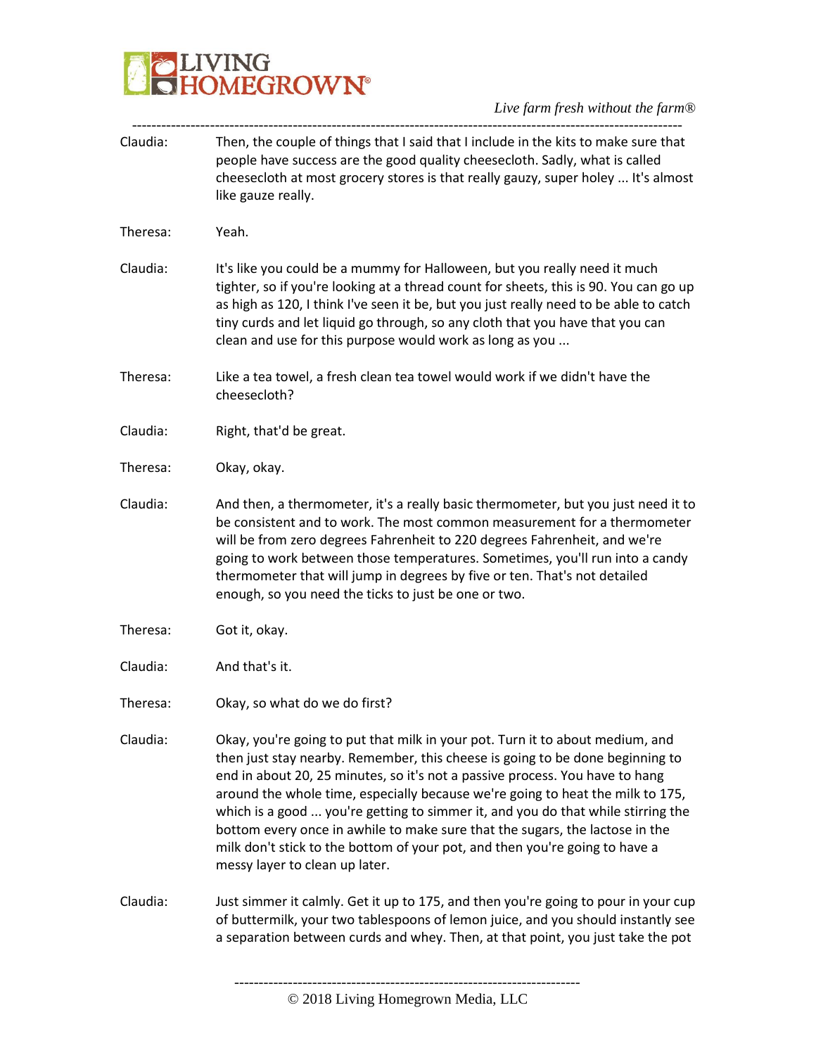Claudia: Then, the couple of things that I said that I include in the kits to make sure that people have success are the good quality cheesecloth. Sadly, what is called cheesecloth at most grocery stores is that really gauzy, super holey ... It's almost like gauze really.

Theresa: Yeah.

Claudia: It's like you could be a mummy for Halloween, but you really need it much tighter, so if you're looking at a thread count for sheets, this is 90. You can go up as high as 120, I think I've seen it be, but you just really need to be able to catch tiny curds and let liquid go through, so any cloth that you have that you can clean and use for this purpose would work as long as you ...

Theresa: Like a tea towel, a fresh clean tea towel would work if we didn't have the cheesecloth?

Claudia: Right, that'd be great.

Theresa: Okay, okay.

Claudia: And then, a thermometer, it's a really basic thermometer, but you just need it to be consistent and to work. The most common measurement for a thermometer will be from zero degrees Fahrenheit to 220 degrees Fahrenheit, and we're going to work between those temperatures. Sometimes, you'll run into a candy thermometer that will jump in degrees by five or ten. That's not detailed enough, so you need the ticks to just be one or two.

Theresa: Got it, okay.

Claudia: And that's it.

Theresa: Okay, so what do we do first?

Claudia: Okay, you're going to put that milk in your pot. Turn it to about medium, and then just stay nearby. Remember, this cheese is going to be done beginning to end in about 20, 25 minutes, so it's not a passive process. You have to hang around the whole time, especially because we're going to heat the milk to 175, which is a good ... you're getting to simmer it, and you do that while stirring the bottom every once in awhile to make sure that the sugars, the lactose in the milk don't stick to the bottom of your pot, and then you're going to have a messy layer to clean up later.

Claudia: Just simmer it calmly. Get it up to 175, and then you're going to pour in your cup of buttermilk, your two tablespoons of lemon juice, and you should instantly see a separation between curds and whey. Then, at that point, you just take the pot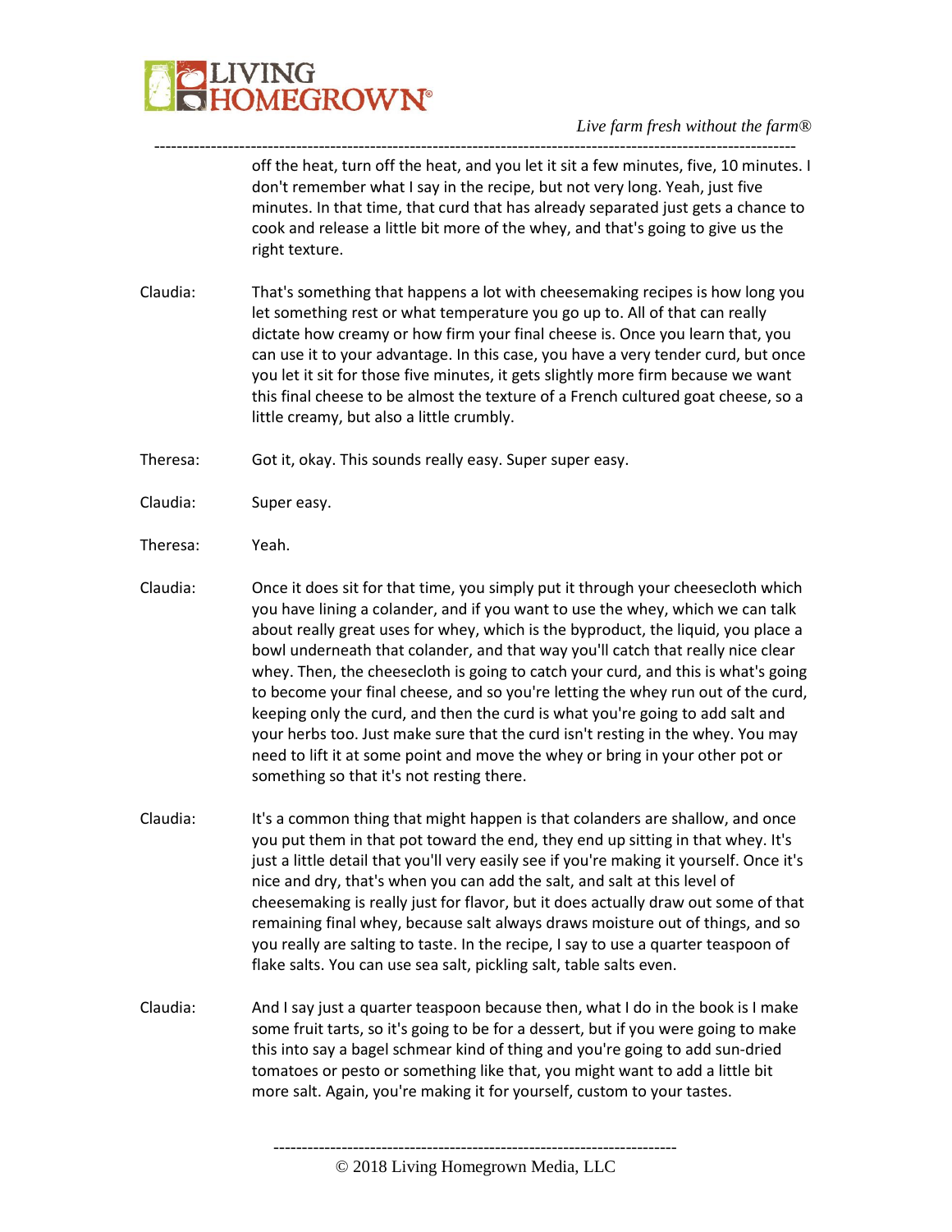off the heat, turn off the heat, and you let it sit a few minutes, five, 10 minutes. I don't remember what I say in the recipe, but not very long. Yeah, just five minutes. In that time, that curd that has already separated just gets a chance to cook and release a little bit more of the whey, and that's going to give us the right texture.

Claudia: That's something that happens a lot with cheesemaking recipes is how long you let something rest or what temperature you go up to. All of that can really dictate how creamy or how firm your final cheese is. Once you learn that, you can use it to your advantage. In this case, you have a very tender curd, but once you let it sit for those five minutes, it gets slightly more firm because we want this final cheese to be almost the texture of a French cultured goat cheese, so a little creamy, but also a little crumbly.

Theresa: Got it, okay. This sounds really easy. Super super easy.

Claudia: Super easy.

Theresa: Yeah.

Claudia: Once it does sit for that time, you simply put it through your cheesecloth which you have lining a colander, and if you want to use the whey, which we can talk about really great uses for whey, which is the byproduct, the liquid, you place a bowl underneath that colander, and that way you'll catch that really nice clear whey. Then, the cheesecloth is going to catch your curd, and this is what's going to become your final cheese, and so you're letting the whey run out of the curd, keeping only the curd, and then the curd is what you're going to add salt and your herbs too. Just make sure that the curd isn't resting in the whey. You may need to lift it at some point and move the whey or bring in your other pot or something so that it's not resting there.

Claudia: It's a common thing that might happen is that colanders are shallow, and once you put them in that pot toward the end, they end up sitting in that whey. It's just a little detail that you'll very easily see if you're making it yourself. Once it's nice and dry, that's when you can add the salt, and salt at this level of cheesemaking is really just for flavor, but it does actually draw out some of that remaining final whey, because salt always draws moisture out of things, and so you really are salting to taste. In the recipe, I say to use a quarter teaspoon of flake salts. You can use sea salt, pickling salt, table salts even.

Claudia: And I say just a quarter teaspoon because then, what I do in the book is I make some fruit tarts, so it's going to be for a dessert, but if you were going to make this into say a bagel schmear kind of thing and you're going to add sun-dried tomatoes or pesto or something like that, you might want to add a little bit more salt. Again, you're making it for yourself, custom to your tastes.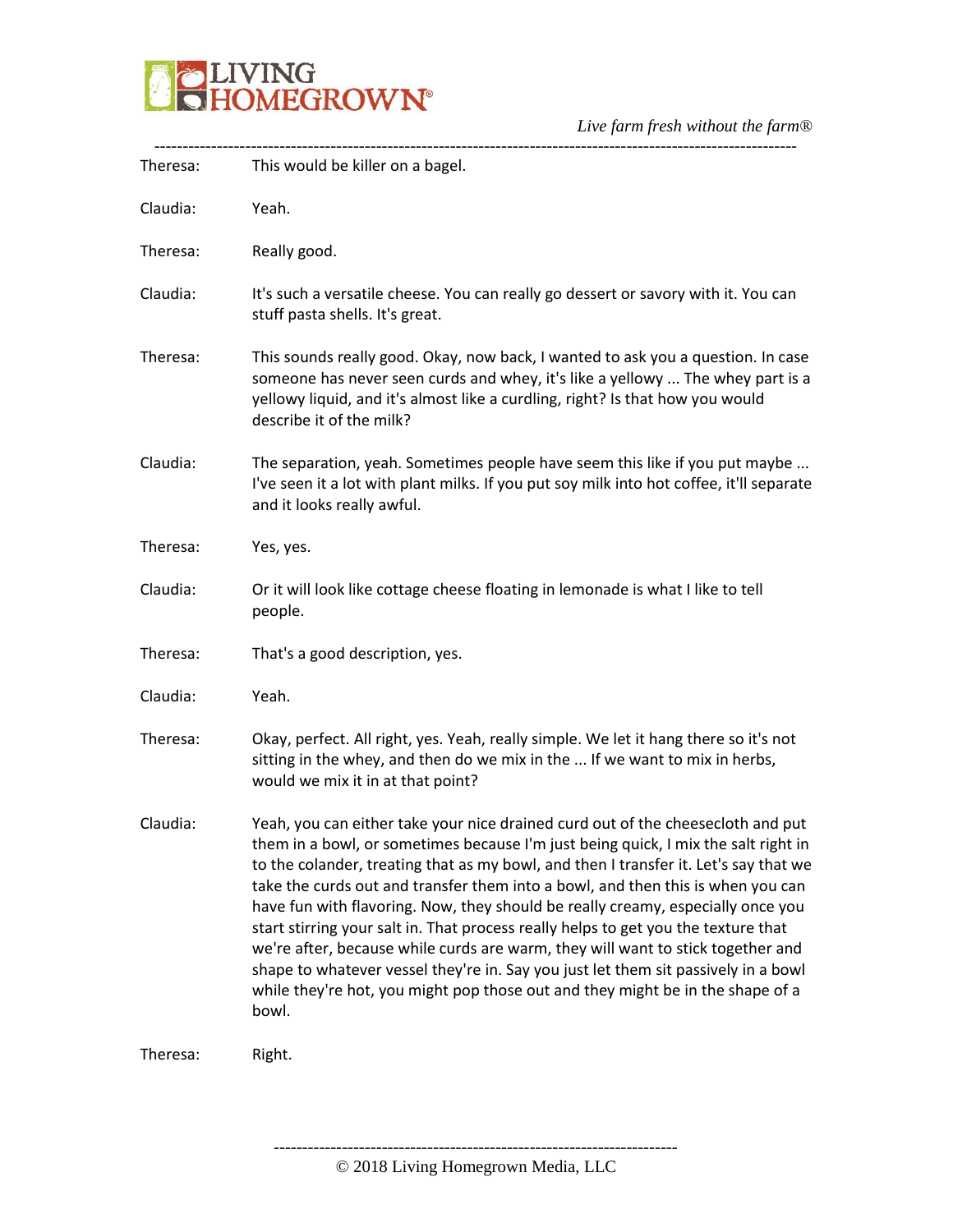Theresa: This would be killer on a bagel.

Claudia: Yeah.

Theresa: Really good.

Claudia: It's such a versatile cheese. You can really go dessert or savory with it. You can stuff pasta shells. It's great.

Theresa: This sounds really good. Okay, now back, I wanted to ask you a question. In case someone has never seen curds and whey, it's like a yellowy ... The whey part is a yellowy liquid, and it's almost like a curdling, right? Is that how you would describe it of the milk?

Claudia: The separation, yeah. Sometimes people have seem this like if you put maybe ... I've seen it a lot with plant milks. If you put soy milk into hot coffee, it'll separate and it looks really awful.

Theresa: Yes, yes.

Claudia: Or it will look like cottage cheese floating in lemonade is what I like to tell people.

Theresa: That's a good description, yes.

Claudia: Yeah.

Theresa: Okay, perfect. All right, yes. Yeah, really simple. We let it hang there so it's not sitting in the whey, and then do we mix in the ... If we want to mix in herbs, would we mix it in at that point?

Claudia: Yeah, you can either take your nice drained curd out of the cheesecloth and put them in a bowl, or sometimes because I'm just being quick, I mix the salt right in to the colander, treating that as my bowl, and then I transfer it. Let's say that we take the curds out and transfer them into a bowl, and then this is when you can have fun with flavoring. Now, they should be really creamy, especially once you start stirring your salt in. That process really helps to get you the texture that we're after, because while curds are warm, they will want to stick together and shape to whatever vessel they're in. Say you just let them sit passively in a bowl while they're hot, you might pop those out and they might be in the shape of a bowl.

Theresa: Right.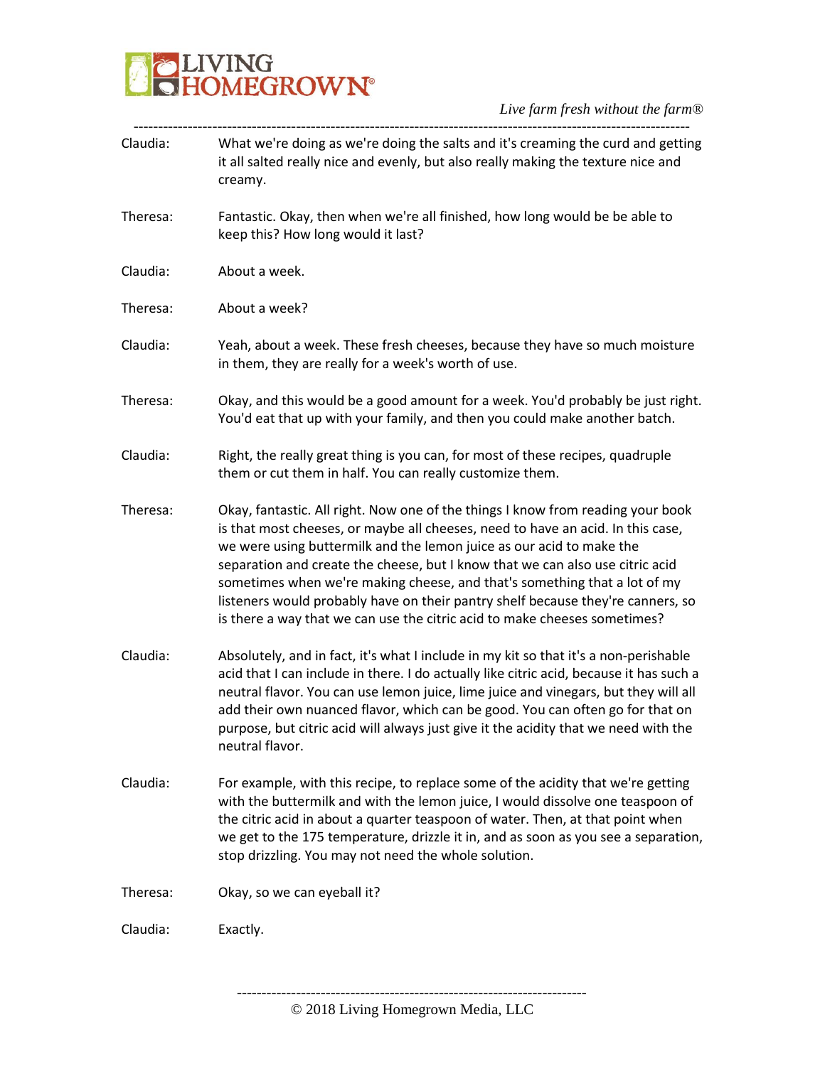Claudia: What we're doing as we're doing the salts and it's creaming the curd and getting it all salted really nice and evenly, but also really making the texture nice and creamy.

Theresa: Fantastic. Okay, then when we're all finished, how long would be be able to keep this? How long would it last?

Claudia: About a week.

Theresa: About a week?

Claudia: Yeah, about a week. These fresh cheeses, because they have so much moisture in them, they are really for a week's worth of use.

Theresa: Okay, and this would be a good amount for a week. You'd probably be just right. You'd eat that up with your family, and then you could make another batch.

Claudia: Right, the really great thing is you can, for most of these recipes, quadruple them or cut them in half. You can really customize them.

Theresa: Okay, fantastic. All right. Now one of the things I know from reading your book is that most cheeses, or maybe all cheeses, need to have an acid. In this case, we were using buttermilk and the lemon juice as our acid to make the separation and create the cheese, but I know that we can also use citric acid sometimes when we're making cheese, and that's something that a lot of my listeners would probably have on their pantry shelf because they're canners, so is there a way that we can use the citric acid to make cheeses sometimes?

Claudia: Absolutely, and in fact, it's what I include in my kit so that it's a non-perishable acid that I can include in there. I do actually like citric acid, because it has such a neutral flavor. You can use lemon juice, lime juice and vinegars, but they will all add their own nuanced flavor, which can be good. You can often go for that on purpose, but citric acid will always just give it the acidity that we need with the neutral flavor.

Claudia: For example, with this recipe, to replace some of the acidity that we're getting with the buttermilk and with the lemon juice, I would dissolve one teaspoon of the citric acid in about a quarter teaspoon of water. Then, at that point when we get to the 175 temperature, drizzle it in, and as soon as you see a separation, stop drizzling. You may not need the whole solution.

Theresa: Okay, so we can eyeball it?

Claudia: Exactly.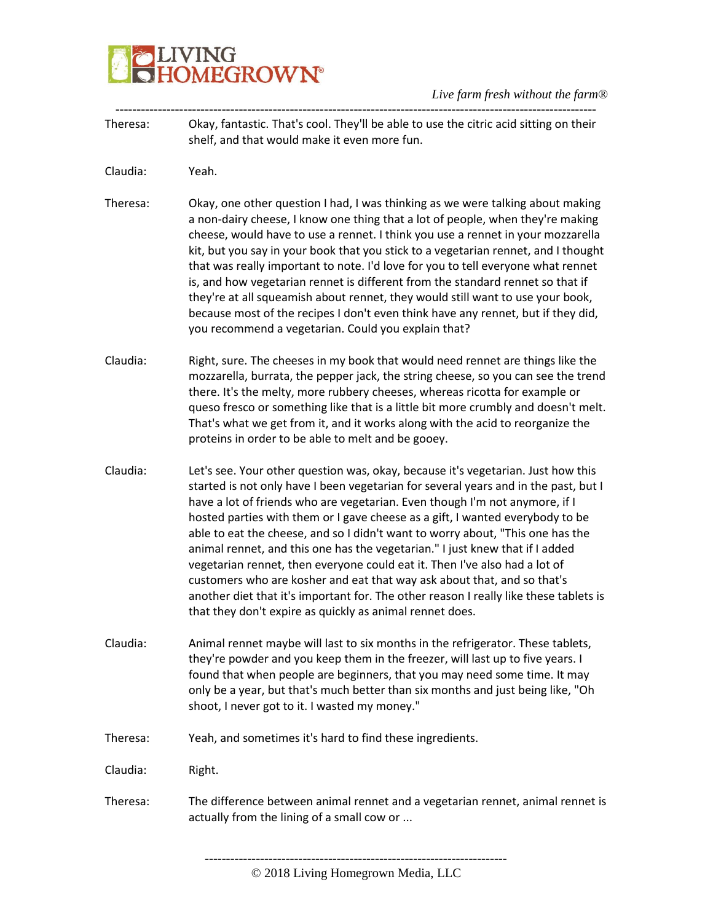Theresa: Okay, fantastic. That's cool. They'll be able to use the citric acid sitting on their shelf, and that would make it even more fun.

Claudia: Yeah.

Theresa: Okay, one other question I had, I was thinking as we were talking about making a non-dairy cheese, I know one thing that a lot of people, when they're making cheese, would have to use a rennet. I think you use a rennet in your mozzarella kit, but you say in your book that you stick to a vegetarian rennet, and I thought that was really important to note. I'd love for you to tell everyone what rennet is, and how vegetarian rennet is different from the standard rennet so that if they're at all squeamish about rennet, they would still want to use your book, because most of the recipes I don't even think have any rennet, but if they did, you recommend a vegetarian. Could you explain that?

Claudia: Right, sure. The cheeses in my book that would need rennet are things like the mozzarella, burrata, the pepper jack, the string cheese, so you can see the trend there. It's the melty, more rubbery cheeses, whereas ricotta for example or queso fresco or something like that is a little bit more crumbly and doesn't melt. That's what we get from it, and it works along with the acid to reorganize the proteins in order to be able to melt and be gooey.

Claudia: Let's see. Your other question was, okay, because it's vegetarian. Just how this started is not only have I been vegetarian for several years and in the past, but I have a lot of friends who are vegetarian. Even though I'm not anymore, if I hosted parties with them or I gave cheese as a gift, I wanted everybody to be able to eat the cheese, and so I didn't want to worry about, "This one has the animal rennet, and this one has the vegetarian." I just knew that if I added vegetarian rennet, then everyone could eat it. Then I've also had a lot of customers who are kosher and eat that way ask about that, and so that's another diet that it's important for. The other reason I really like these tablets is that they don't expire as quickly as animal rennet does.

Claudia: Animal rennet maybe will last to six months in the refrigerator. These tablets, they're powder and you keep them in the freezer, will last up to five years. I found that when people are beginners, that you may need some time. It may only be a year, but that's much better than six months and just being like, "Oh shoot, I never got to it. I wasted my money."

Theresa: Yeah, and sometimes it's hard to find these ingredients.

Claudia: Right.

Theresa: The difference between animal rennet and a vegetarian rennet, animal rennet is actually from the lining of a small cow or ...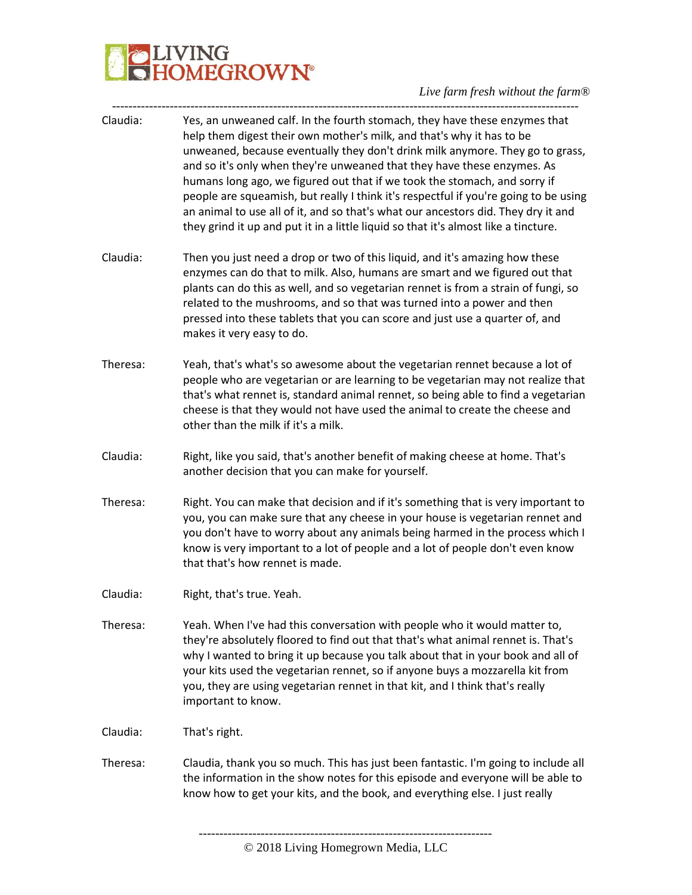Claudia: Yes, an unweaned calf. In the fourth stomach, they have these enzymes that help them digest their own mother's milk, and that's why it has to be unweaned, because eventually they don't drink milk anymore. They go to grass, and so it's only when they're unweaned that they have these enzymes. As humans long ago, we figured out that if we took the stomach, and sorry if people are squeamish, but really I think it's respectful if you're going to be using an animal to use all of it, and so that's what our ancestors did. They dry it and they grind it up and put it in a little liquid so that it's almost like a tincture.

Claudia: Then you just need a drop or two of this liquid, and it's amazing how these enzymes can do that to milk. Also, humans are smart and we figured out that plants can do this as well, and so vegetarian rennet is from a strain of fungi, so related to the mushrooms, and so that was turned into a power and then pressed into these tablets that you can score and just use a quarter of, and makes it very easy to do.

Theresa: Yeah, that's what's so awesome about the vegetarian rennet because a lot of people who are vegetarian or are learning to be vegetarian may not realize that that's what rennet is, standard animal rennet, so being able to find a vegetarian cheese is that they would not have used the animal to create the cheese and other than the milk if it's a milk.

Claudia: Right, like you said, that's another benefit of making cheese at home. That's another decision that you can make for yourself.

Theresa: Right. You can make that decision and if it's something that is very important to you, you can make sure that any cheese in your house is vegetarian rennet and you don't have to worry about any animals being harmed in the process which I know is very important to a lot of people and a lot of people don't even know that that's how rennet is made.

Claudia: Right, that's true. Yeah.

Theresa: Yeah. When I've had this conversation with people who it would matter to, they're absolutely floored to find out that that's what animal rennet is. That's why I wanted to bring it up because you talk about that in your book and all of your kits used the vegetarian rennet, so if anyone buys a mozzarella kit from you, they are using vegetarian rennet in that kit, and I think that's really important to know.

Claudia: That's right.

Theresa: Claudia, thank you so much. This has just been fantastic. I'm going to include all the information in the show notes for this episode and everyone will be able to know how to get your kits, and the book, and everything else. I just really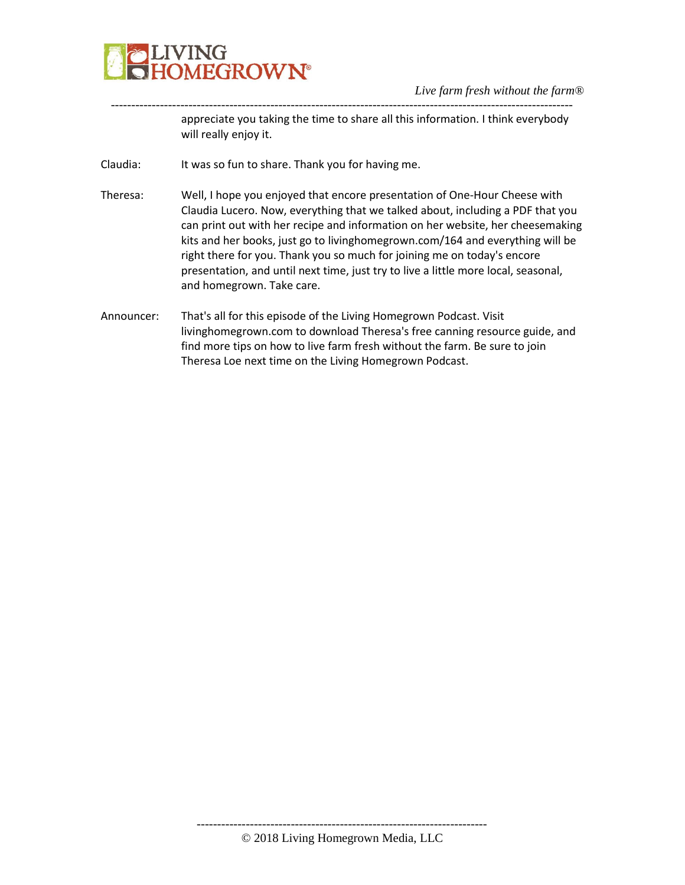appreciate you taking the time to share all this information. I think everybody will really enjoy it.

Claudia: It was so fun to share. Thank you for having me.

Theresa: Well, I hope you enjoyed that encore presentation of One-Hour Cheese with Claudia Lucero. Now, everything that we talked about, including a PDF that you can print out with her recipe and information on her website, her cheesemaking kits and her books, just go to livinghomegrown.com/164 and everything will be right there for you. Thank you so much for joining me on today's encore presentation, and until next time, just try to live a little more local, seasonal, and homegrown. Take care.

Announcer: That's all for this episode of the Living Homegrown Podcast. Visit livinghomegrown.com to download Theresa's free canning resource guide, and find more tips on how to live farm fresh without the farm. Be sure to join Theresa Loe next time on the Living Homegrown Podcast.